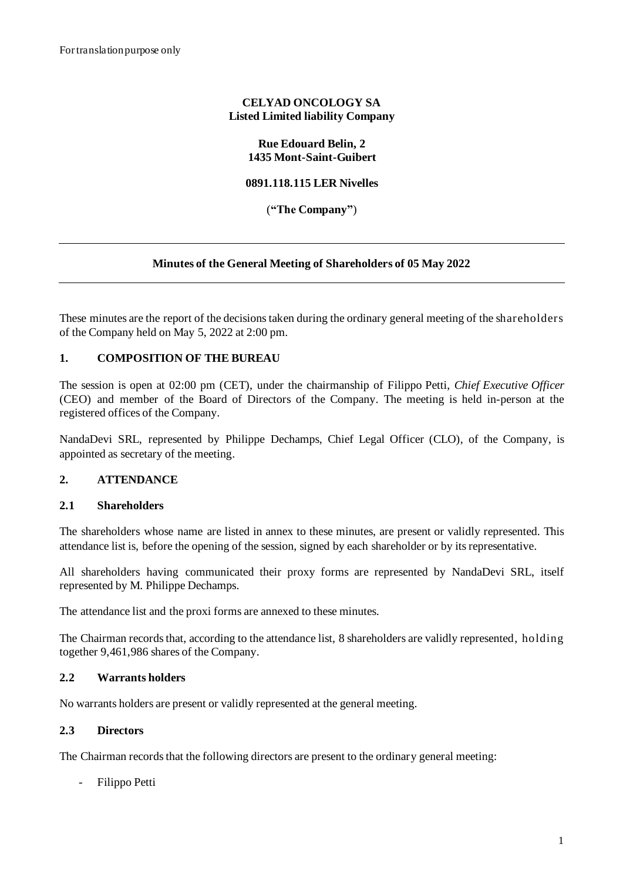For translation purpose only

**CELYAD ONCOLOGY SA**
**Listed Limited liability Company**

**Rue Edouard Belin, 2**
**1435 Mont-Saint-Guibert**

**0891.118.115 LER Nivelles**

(**"The Company"**)

---

**Minutes of the General Meeting of Shareholders of 05 May 2022**

---

These minutes are the report of the decisions taken during the ordinary general meeting of the shareholders of the Company held on May 5, 2022 at 2:00 pm.

## 1. COMPOSITION OF THE BUREAU

The session is open at 02:00 pm (CET), under the chairmanship of Filippo Petti, *Chief Executive Officer* (CEO) and member of the Board of Directors of the Company. The meeting is held in-person at the registered offices of the Company.

NandaDevi SRL, represented by Philippe Dechamps, Chief Legal Officer (CLO), of the Company, is appointed as secretary of the meeting.

## 2. ATTENDANCE

### 2.1 Shareholders

The shareholders whose name are listed in annex to these minutes, are present or validly represented. This attendance list is, before the opening of the session, signed by each shareholder or by its representative.

All shareholders having communicated their proxy forms are represented by NandaDevi SRL, itself represented by M. Philippe Dechamps.

The attendance list and the proxi forms are annexed to these minutes.

The Chairman records that, according to the attendance list, 8 shareholders are validly represented, holding together 9,461,986 shares of the Company.

### 2.2 Warrants holders

No warrants holders are present or validly represented at the general meeting.

### 2.3 Directors

The Chairman records that the following directors are present to the ordinary general meeting:

- Filippo Petti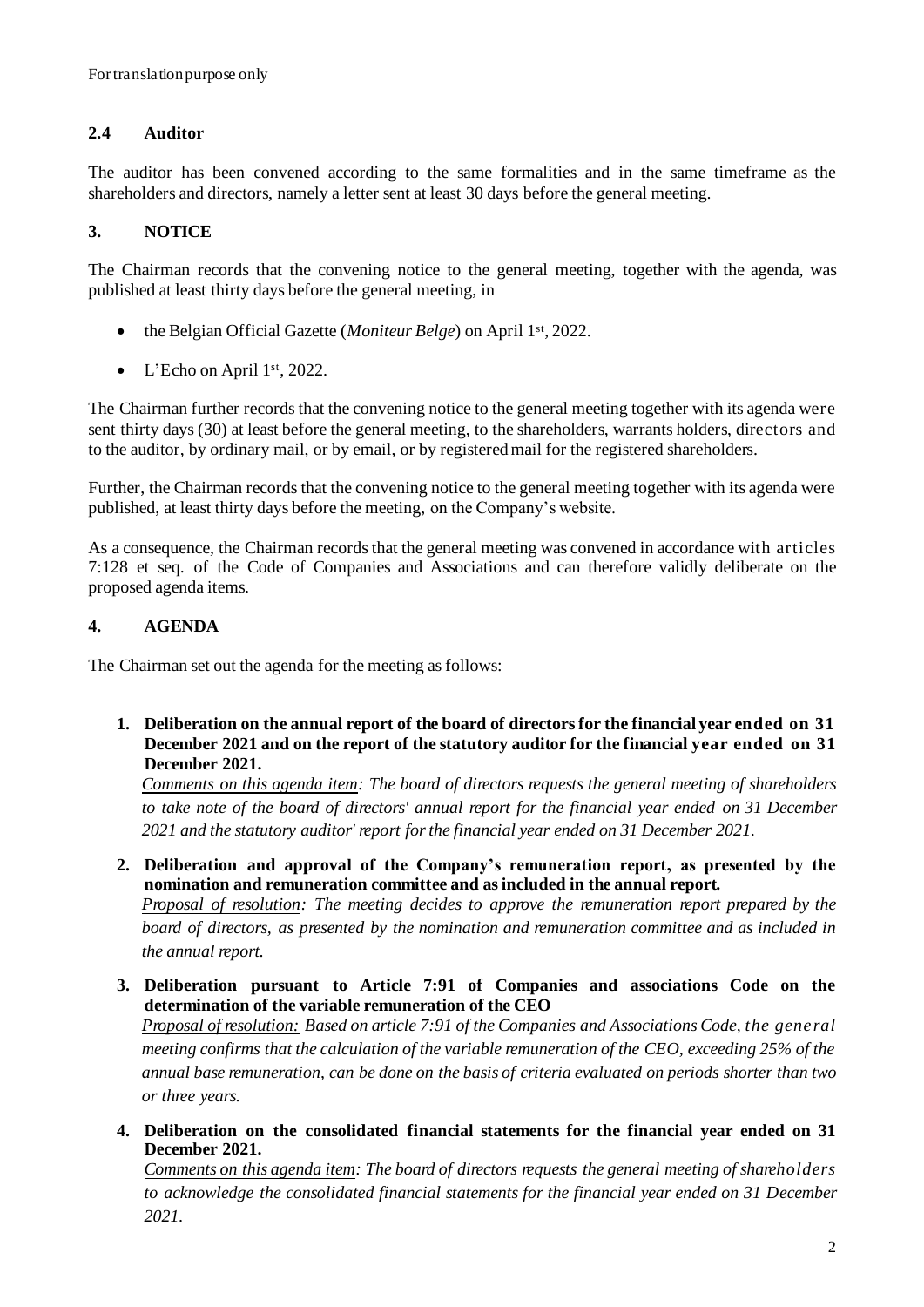For translation purpose only

## 2.4 Auditor

The auditor has been convened according to the same formalities and in the same timeframe as the shareholders and directors, namely a letter sent at least 30 days before the general meeting.

## 3. NOTICE

The Chairman records that the convening notice to the general meeting, together with the agenda, was published at least thirty days before the general meeting, in

- the Belgian Official Gazette (*Moniteur Belge*) on April 1st, 2022.
- L'Echo on April 1st, 2022.

The Chairman further records that the convening notice to the general meeting together with its agenda were sent thirty days (30) at least before the general meeting, to the shareholders, warrants holders, directors and to the auditor, by ordinary mail, or by email, or by registered mail for the registered shareholders.

Further, the Chairman records that the convening notice to the general meeting together with its agenda were published, at least thirty days before the meeting, on the Company's website.

As a consequence, the Chairman records that the general meeting was convened in accordance with articles 7:128 et seq. of the Code of Companies and Associations and can therefore validly deliberate on the proposed agenda items.

## 4. AGENDA

The Chairman set out the agenda for the meeting as follows:

1. **Deliberation on the annual report of the board of directors for the financial year ended on 31 December 2021 and on the report of the statutory auditor for the financial year ended on 31 December 2021.**
   *Comments on this agenda item: The board of directors requests the general meeting of shareholders to take note of the board of directors' annual report for the financial year ended on 31 December 2021 and the statutory auditor' report for the financial year ended on 31 December 2021.*

2. **Deliberation and approval of the Company's remuneration report, as presented by the nomination and remuneration committee and as included in the annual report.**
   *Proposal of resolution: The meeting decides to approve the remuneration report prepared by the board of directors, as presented by the nomination and remuneration committee and as included in the annual report.*

3. **Deliberation pursuant to Article 7:91 of Companies and associations Code on the determination of the variable remuneration of the CEO**
   *Proposal of resolution: Based on article 7:91 of the Companies and Associations Code, the general meeting confirms that the calculation of the variable remuneration of the CEO, exceeding 25% of the annual base remuneration, can be done on the basis of criteria evaluated on periods shorter than two or three years.*

4. **Deliberation on the consolidated financial statements for the financial year ended on 31 December 2021.**
   *Comments on this agenda item: The board of directors requests the general meeting of shareholders to acknowledge the consolidated financial statements for the financial year ended on 31 December 2021.*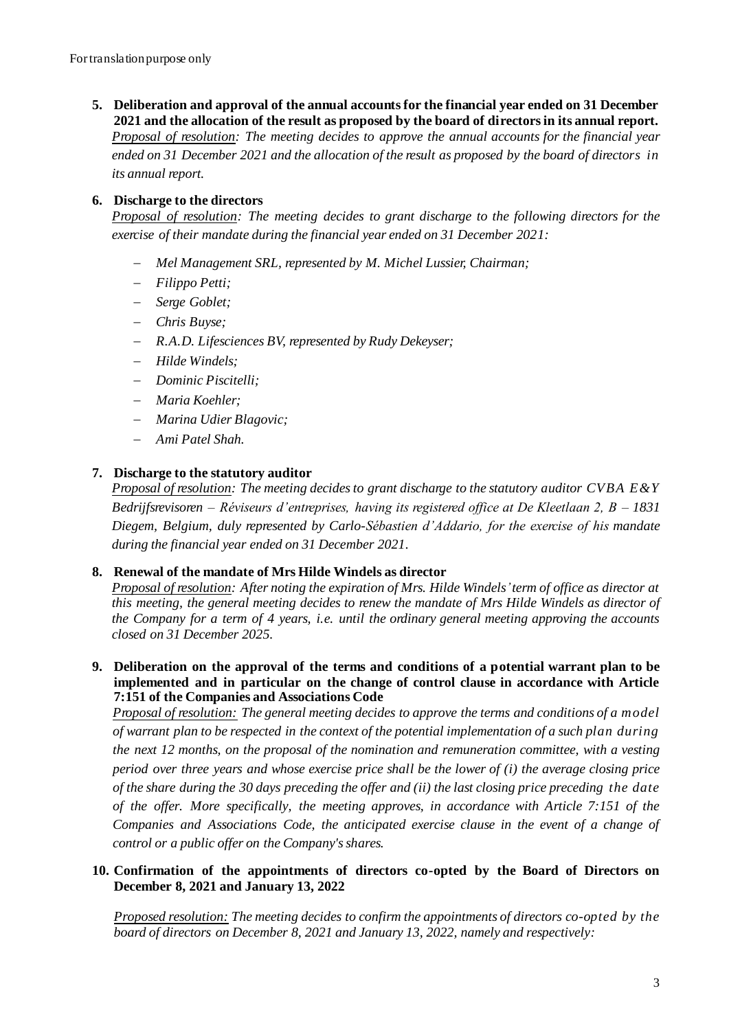For translation purpose only

**5. Deliberation and approval of the annual accounts for the financial year ended on 31 December 2021 and the allocation of the result as proposed by the board of directors in its annual report.**

*Proposal of resolution: The meeting decides to approve the annual accounts for the financial year ended on 31 December 2021 and the allocation of the result as proposed by the board of directors in its annual report.*

**6. Discharge to the directors**

*Proposal of resolution: The meeting decides to grant discharge to the following directors for the exercise of their mandate during the financial year ended on 31 December 2021:*

- *Mel Management SRL, represented by M. Michel Lussier, Chairman;*
- *Filippo Petti;*
- *Serge Goblet;*
- *Chris Buyse;*
- *R.A.D. Lifesciences BV, represented by Rudy Dekeyser;*
- *Hilde Windels;*
- *Dominic Piscitelli;*
- *Maria Koehler;*
- *Marina Udier Blagovic;*
- *Ami Patel Shah.*

**7. Discharge to the statutory auditor**

*Proposal of resolution: The meeting decides to grant discharge to the statutory auditor CVBA E&Y Bedrijfsrevisoren – Réviseurs d'entreprises, having its registered office at De Kleetlaan 2, B – 1831 Diegem, Belgium, duly represented by Carlo-Sébastien d'Addario, for the exercise of his mandate during the financial year ended on 31 December 2021.*

**8. Renewal of the mandate of Mrs Hilde Windels as director**

*Proposal of resolution: After noting the expiration of Mrs. Hilde Windels' term of office as director at this meeting, the general meeting decides to renew the mandate of Mrs Hilde Windels as director of the Company for a term of 4 years, i.e. until the ordinary general meeting approving the accounts closed on 31 December 2025.*

**9. Deliberation on the approval of the terms and conditions of a potential warrant plan to be implemented and in particular on the change of control clause in accordance with Article 7:151 of the Companies and Associations Code**

*Proposal of resolution: The general meeting decides to approve the terms and conditions of a model of warrant plan to be respected in the context of the potential implementation of a such plan during the next 12 months, on the proposal of the nomination and remuneration committee, with a vesting period over three years and whose exercise price shall be the lower of (i) the average closing price of the share during the 30 days preceding the offer and (ii) the last closing price preceding the date of the offer. More specifically, the meeting approves, in accordance with Article 7:151 of the Companies and Associations Code, the anticipated exercise clause in the event of a change of control or a public offer on the Company's shares.*

**10. Confirmation of the appointments of directors co-opted by the Board of Directors on December 8, 2021 and January 13, 2022**

*Proposed resolution: The meeting decides to confirm the appointments of directors co-opted by the board of directors on December 8, 2021 and January 13, 2022, namely and respectively:*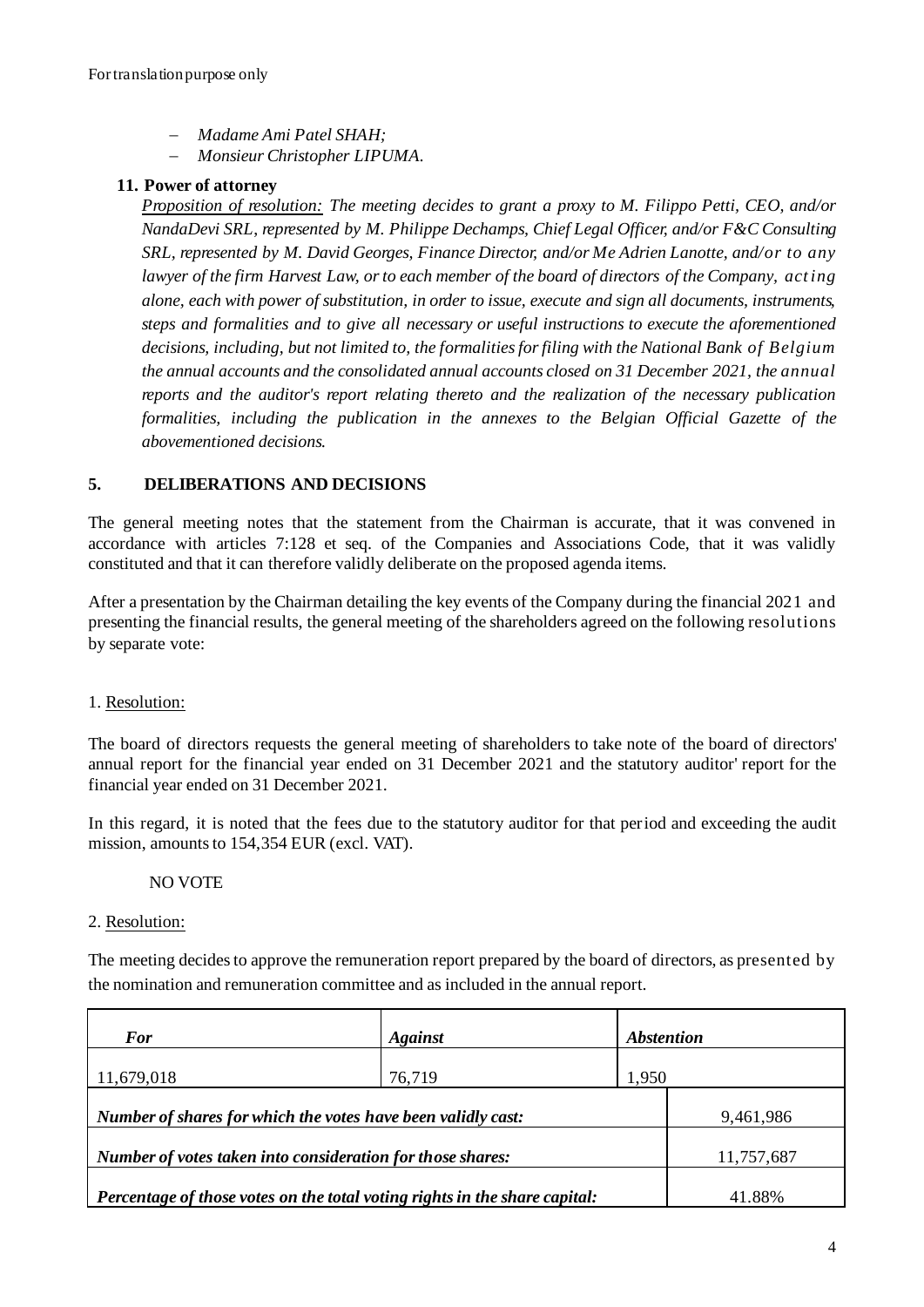For translation purpose only

- *Madame Ami Patel SHAH;*
- *Monsieur Christopher LIPUMA.*

**11. Power of attorney**

*Proposition of resolution: The meeting decides to grant a proxy to M. Filippo Petti, CEO, and/or NandaDevi SRL, represented by M. Philippe Dechamps, Chief Legal Officer, and/or F&C Consulting SRL, represented by M. David Georges, Finance Director, and/or Me Adrien Lanotte, and/or to any lawyer of the firm Harvest Law, or to each member of the board of directors of the Company, acting alone, each with power of substitution, in order to issue, execute and sign all documents, instruments, steps and formalities and to give all necessary or useful instructions to execute the aforementioned decisions, including, but not limited to, the formalities for filing with the National Bank of Belgium the annual accounts and the consolidated annual accounts closed on 31 December 2021, the annual reports and the auditor's report relating thereto and the realization of the necessary publication formalities, including the publication in the annexes to the Belgian Official Gazette of the abovementioned decisions.*

## 5. DELIBERATIONS AND DECISIONS

The general meeting notes that the statement from the Chairman is accurate, that it was convened in accordance with articles 7:128 et seq. of the Companies and Associations Code, that it was validly constituted and that it can therefore validly deliberate on the proposed agenda items.

After a presentation by the Chairman detailing the key events of the Company during the financial 2021 and presenting the financial results, the general meeting of the shareholders agreed on the following resolutions by separate vote:

1. Resolution:

The board of directors requests the general meeting of shareholders to take note of the board of directors' annual report for the financial year ended on 31 December 2021 and the statutory auditor' report for the financial year ended on 31 December 2021.

In this regard, it is noted that the fees due to the statutory auditor for that period and exceeding the audit mission, amounts to 154,354 EUR (excl. VAT).

NO VOTE

2. Resolution:

The meeting decides to approve the remuneration report prepared by the board of directors, as presented by the nomination and remuneration committee and as included in the annual report.

| *For* | *Against* | *Abstention* | |
|---|---|---|---|
| 11,679,018 | 76,719 | 1,950 | |
| *Number of shares for which the votes have been validly cast:* | | | 9,461,986 |
| *Number of votes taken into consideration for those shares:* | | | 11,757,687 |
| *Percentage of those votes on the total voting rights in the share capital:* | | | 41.88% |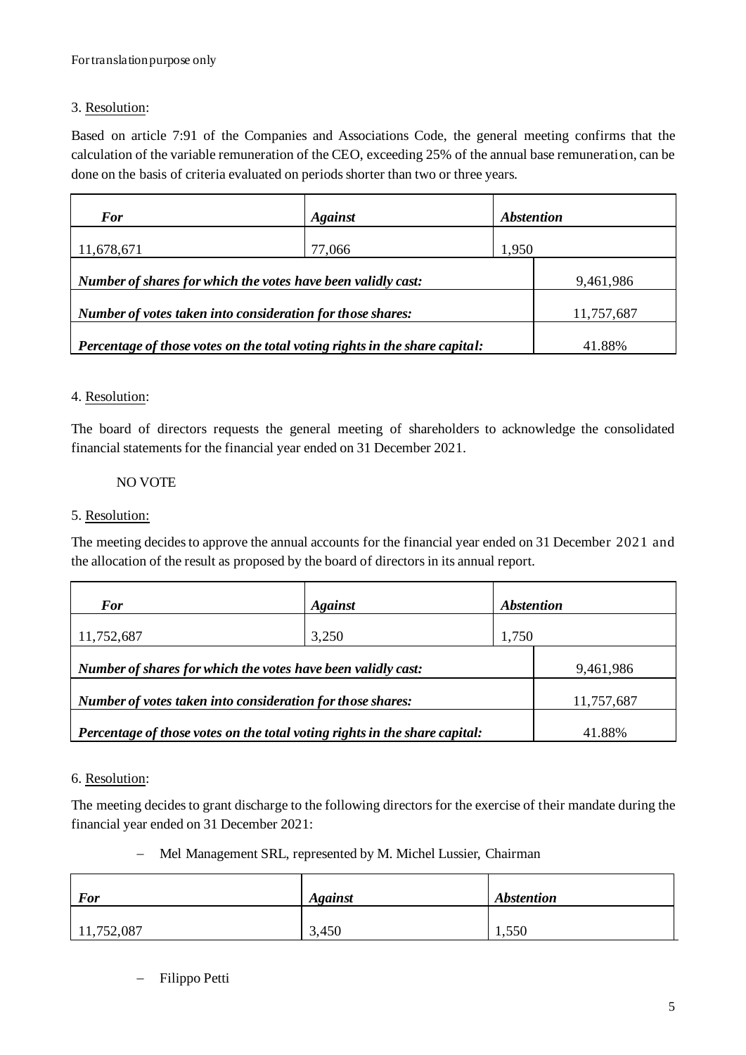For translation purpose only

3. Resolution:

Based on article 7:91 of the Companies and Associations Code, the general meeting confirms that the calculation of the variable remuneration of the CEO, exceeding 25% of the annual base remuneration, can be done on the basis of criteria evaluated on periods shorter than two or three years.

| ***For*** | ***Against*** | ***Abstention*** | |
|---|---|---|---|
| 11,678,671 | 77,066 | 1,950 | |
| ***Number of shares for which the votes have been validly cast:*** | | | 9,461,986 |
| ***Number of votes taken into consideration for those shares:*** | | | 11,757,687 |
| ***Percentage of those votes on the total voting rights in the share capital:*** | | | 41.88% |

4. Resolution:

The board of directors requests the general meeting of shareholders to acknowledge the consolidated financial statements for the financial year ended on 31 December 2021.

NO VOTE

5. Resolution:

The meeting decides to approve the annual accounts for the financial year ended on 31 December 2021 and the allocation of the result as proposed by the board of directors in its annual report.

| ***For*** | ***Against*** | ***Abstention*** | |
|---|---|---|---|
| 11,752,687 | 3,250 | 1,750 | |
| ***Number of shares for which the votes have been validly cast:*** | | | 9,461,986 |
| ***Number of votes taken into consideration for those shares:*** | | | 11,757,687 |
| ***Percentage of those votes on the total voting rights in the share capital:*** | | | 41.88% |

6. Resolution:

The meeting decides to grant discharge to the following directors for the exercise of their mandate during the financial year ended on 31 December 2021:

- Mel Management SRL, represented by M. Michel Lussier, Chairman

| ***For*** | ***Against*** | ***Abstention*** |
|---|---|---|
| 11,752,087 | 3,450 | 1,550 |

- Filippo Petti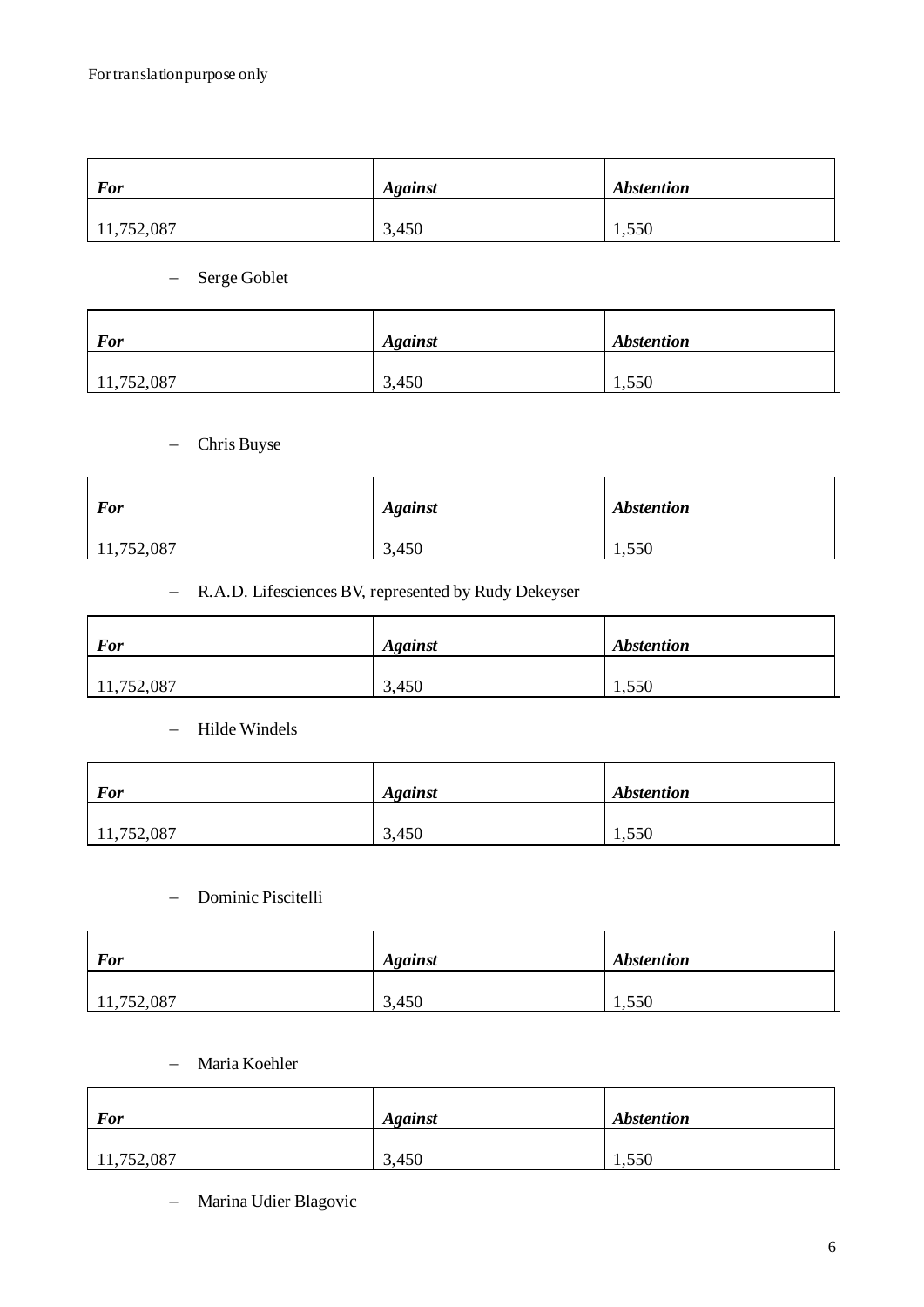| *For* | *Against* | *Abstention* |
| --- | --- | --- |
| 11,752,087 | 3,450 | 1,550 |

- Serge Goblet

| *For* | *Against* | *Abstention* |
| --- | --- | --- |
| 11,752,087 | 3,450 | 1,550 |

- Chris Buyse

| *For* | *Against* | *Abstention* |
| --- | --- | --- |
| 11,752,087 | 3,450 | 1,550 |

- R.A.D. Lifesciences BV, represented by Rudy Dekeyser

| *For* | *Against* | *Abstention* |
| --- | --- | --- |
| 11,752,087 | 3,450 | 1,550 |

- Hilde Windels

| *For* | *Against* | *Abstention* |
| --- | --- | --- |
| 11,752,087 | 3,450 | 1,550 |

- Dominic Piscitelli

| *For* | *Against* | *Abstention* |
| --- | --- | --- |
| 11,752,087 | 3,450 | 1,550 |

- Maria Koehler

| *For* | *Against* | *Abstention* |
| --- | --- | --- |
| 11,752,087 | 3,450 | 1,550 |

- Marina Udier Blagovic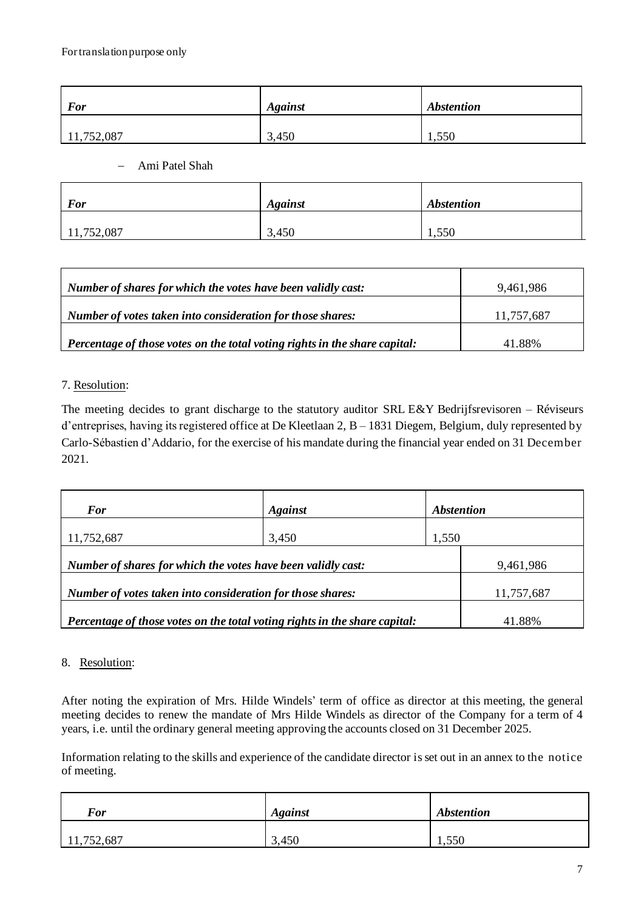For translation purpose only

| *For* | *Against* | *Abstention* |
|---|---|---|
| 11,752,087 | 3,450 | 1,550 |

– Ami Patel Shah

| *For* | *Against* | *Abstention* |
|---|---|---|
| 11,752,087 | 3,450 | 1,550 |

| | |
|---|---|
| ***Number of shares for which the votes have been validly cast:*** | 9,461,986 |
| ***Number of votes taken into consideration for those shares:*** | 11,757,687 |
| ***Percentage of those votes on the total voting rights in the share capital:*** | 41.88% |

7. Resolution:

The meeting decides to grant discharge to the statutory auditor SRL E&Y Bedrijfsrevisoren – Réviseurs d'entreprises, having its registered office at De Kleetlaan 2, B – 1831 Diegem, Belgium, duly represented by Carlo-Sébastien d'Addario, for the exercise of his mandate during the financial year ended on 31 December 2021.

| *For* | *Against* | *Abstention* | |
|---|---|---|---|
| 11,752,687 | 3,450 | 1,550 | |
| ***Number of shares for which the votes have been validly cast:*** | | | 9,461,986 |
| ***Number of votes taken into consideration for those shares:*** | | | 11,757,687 |
| ***Percentage of those votes on the total voting rights in the share capital:*** | | | 41.88% |

8. Resolution:

After noting the expiration of Mrs. Hilde Windels' term of office as director at this meeting, the general meeting decides to renew the mandate of Mrs Hilde Windels as director of the Company for a term of 4 years, i.e. until the ordinary general meeting approving the accounts closed on 31 December 2025.

Information relating to the skills and experience of the candidate director is set out in an annex to the notice of meeting.

| *For* | *Against* | *Abstention* |
|---|---|---|
| 11,752,687 | 3,450 | 1,550 |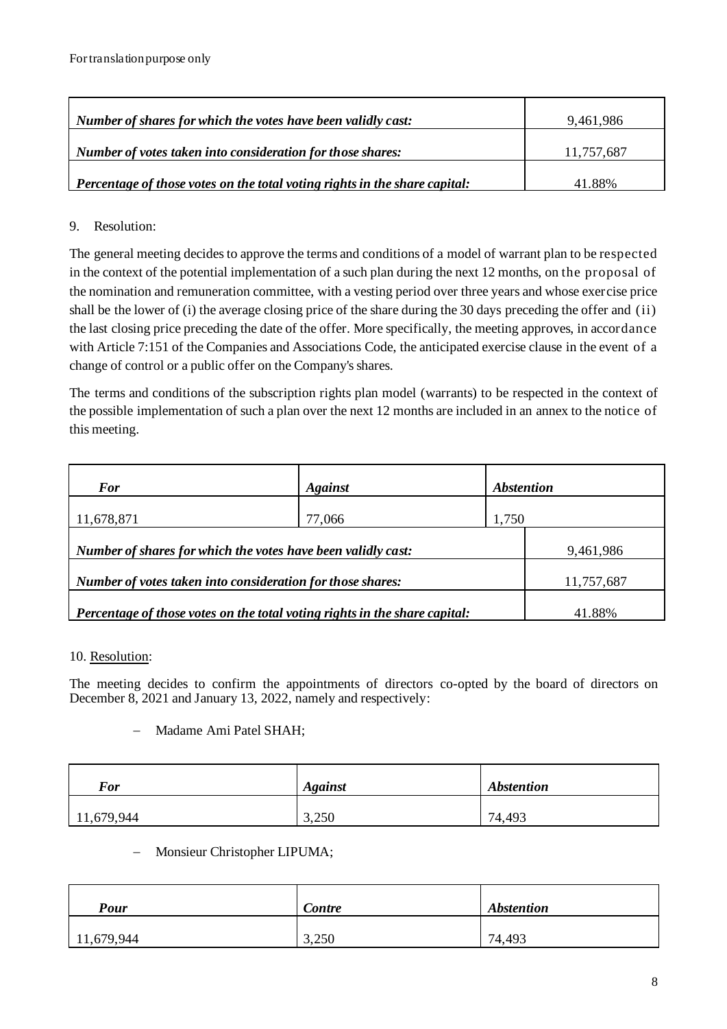For translation purpose only

| | |
|---|---|
| ***Number of shares for which the votes have been validly cast:*** | 9,461,986 |
| ***Number of votes taken into consideration for those shares:*** | 11,757,687 |
| ***Percentage of those votes on the total voting rights in the share capital:*** | 41.88% |

9. Resolution:

The general meeting decides to approve the terms and conditions of a model of warrant plan to be respected in the context of the potential implementation of a such plan during the next 12 months, on the proposal of the nomination and remuneration committee, with a vesting period over three years and whose exercise price shall be the lower of (i) the average closing price of the share during the 30 days preceding the offer and (ii) the last closing price preceding the date of the offer. More specifically, the meeting approves, in accordance with Article 7:151 of the Companies and Associations Code, the anticipated exercise clause in the event of a change of control or a public offer on the Company's shares.

The terms and conditions of the subscription rights plan model (warrants) to be respected in the context of the possible implementation of such a plan over the next 12 months are included in an annex to the notice of this meeting.

| ***For*** | ***Against*** | ***Abstention*** |
|---|---|---|
| 11,678,871 | 77,066 | 1,750 |
| ***Number of shares for which the votes have been validly cast:*** | | 9,461,986 |
| ***Number of votes taken into consideration for those shares:*** | | 11,757,687 |
| ***Percentage of those votes on the total voting rights in the share capital:*** | | 41.88% |

10. Resolution:

The meeting decides to confirm the appointments of directors co-opted by the board of directors on December 8, 2021 and January 13, 2022, namely and respectively:

- Madame Ami Patel SHAH;

| ***For*** | ***Against*** | ***Abstention*** |
|---|---|---|
| 11,679,944 | 3,250 | 74,493 |

- Monsieur Christopher LIPUMA;

| ***Pour*** | ***Contre*** | ***Abstention*** |
|---|---|---|
| 11,679,944 | 3,250 | 74,493 |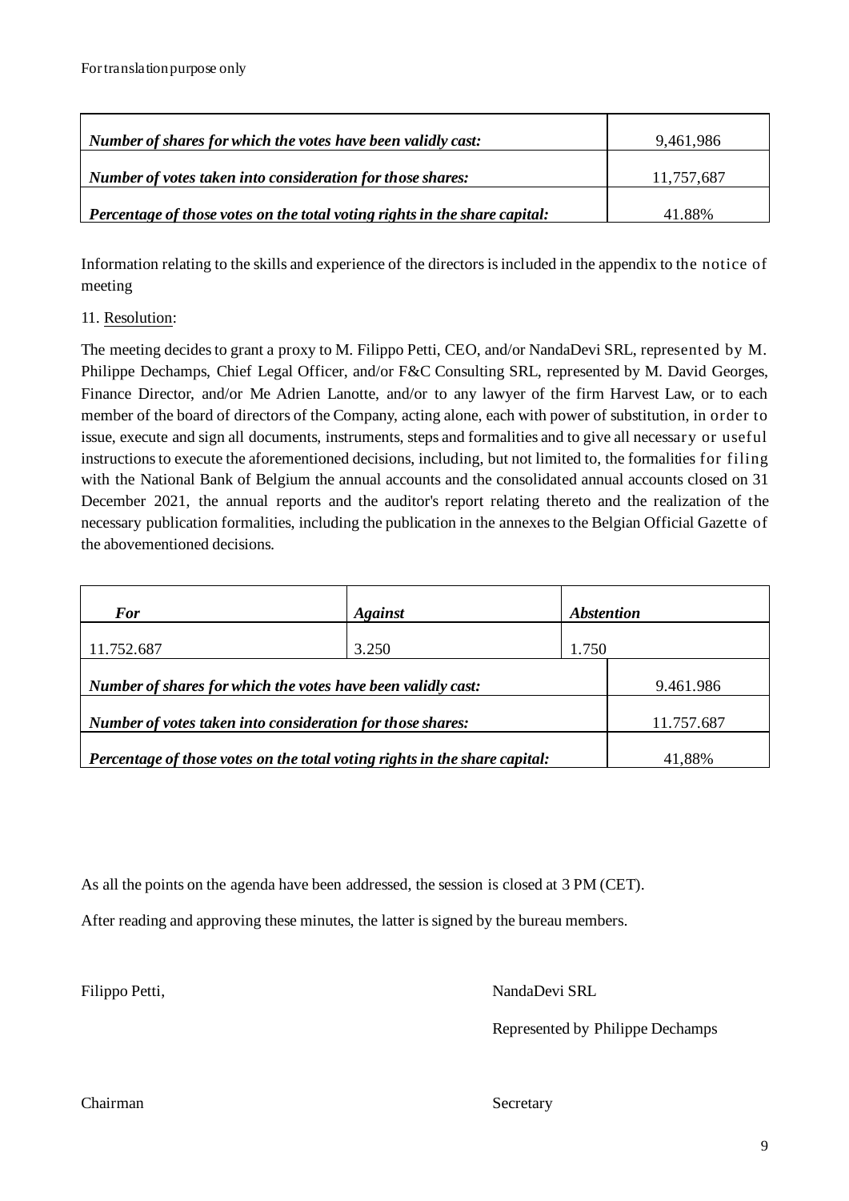For translation purpose only

| | |
|---|---|
| ***Number of shares for which the votes have been validly cast:*** | 9,461,986 |
| ***Number of votes taken into consideration for those shares:*** | 11,757,687 |
| ***Percentage of those votes on the total voting rights in the share capital:*** | 41.88% |

Information relating to the skills and experience of the directors is included in the appendix to the notice of meeting

11. Resolution:

The meeting decides to grant a proxy to M. Filippo Petti, CEO, and/or NandaDevi SRL, represented by M. Philippe Dechamps, Chief Legal Officer, and/or F&C Consulting SRL, represented by M. David Georges, Finance Director, and/or Me Adrien Lanotte, and/or to any lawyer of the firm Harvest Law, or to each member of the board of directors of the Company, acting alone, each with power of substitution, in order to issue, execute and sign all documents, instruments, steps and formalities and to give all necessary or useful instructions to execute the aforementioned decisions, including, but not limited to, the formalities for filing with the National Bank of Belgium the annual accounts and the consolidated annual accounts closed on 31 December 2021, the annual reports and the auditor's report relating thereto and the realization of the necessary publication formalities, including the publication in the annexes to the Belgian Official Gazette of the abovementioned decisions.

| ***For*** | ***Against*** | ***Abstention*** | |
|---|---|---|---|
| 11.752.687 | 3.250 | 1.750 | |
| ***Number of shares for which the votes have been validly cast:*** | | | 9.461.986 |
| ***Number of votes taken into consideration for those shares:*** | | | 11.757.687 |
| ***Percentage of those votes on the total voting rights in the share capital:*** | | | 41,88% |

As all the points on the agenda have been addressed, the session is closed at 3 PM (CET).

After reading and approving these minutes, the latter is signed by the bureau members.

Filippo Petti,

Chairman

NandaDevi SRL

Represented by Philippe Dechamps

Secretary